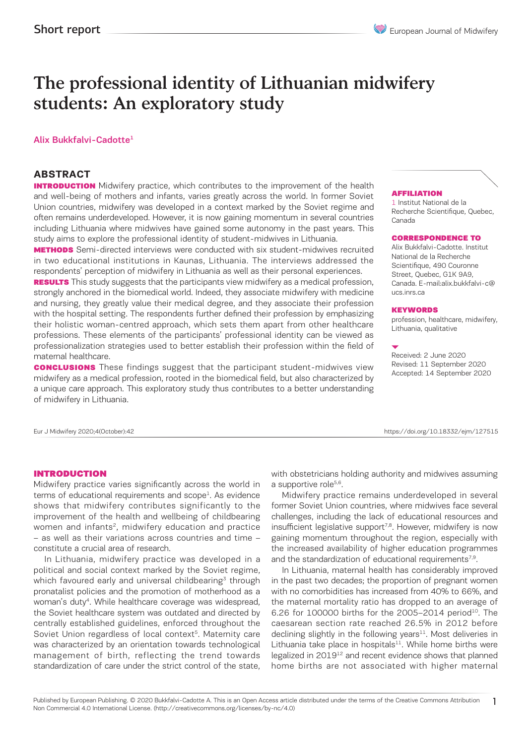# The professional identity of Lithuanian midwifery students: An exploratory study

Alix Bukkfalvi-Cadotte[1]

## ABSTRACT

**INTRODUCTION** Midwifery practice, which contributes to the improvement of the health and well-being of mothers and infants, varies greatly across the world. In former Soviet Union countries, midwifery was developed in a context marked by the Soviet regime and often remains underdeveloped. However, it is now gaining momentum in several countries including Lithuania where midwives have gained some autonomy in the past years. This study aims to explore the professional identity of student-midwives in Lithuania.

**METHODS** Semi-directed interviews were conducted with six student-midwives recruited in two educational institutions in Kaunas, Lithuania. The interviews addressed the respondents' perception of midwifery in Lithuania as well as their personal experiences.

**RESULTS** This study suggests that the participants view midwifery as a medical profession, strongly anchored in the biomedical world. Indeed, they associate midwifery with medicine and nursing, they greatly value their medical degree, and they associate their profession with the hospital setting. The respondents further defined their profession by emphasizing their holistic woman-centred approach, which sets them apart from other healthcare professions. These elements of the participants' professional identity can be viewed as professionalization strategies used to better establish their profession within the field of maternal healthcare.

**CONCLUSIONS** These findings suggest that the participant student-midwives view midwifery as a medical profession, rooted in the biomedical field, but also characterized by a unique care approach. This exploratory study thus contributes to a better understanding of midwifery in Lithuania.

**AFFILIATION**
1 Institut National de la Recherche Scientifique, Quebec, Canada

**CORRESPONDENCE TO**
Alix Bukkfalvi-Cadotte. Institut National de la Recherche Scientifique, 490 Couronne Street, Quebec, G1K 9A9, Canada. E-mail:alix.bukkfalvi-c@ucs.inrs.ca

**KEYWORDS**
profession, healthcare, midwifery, Lithuania, qualitative

Received: 2 June 2020
Revised: 11 September 2020
Accepted: 14 September 2020

Eur J Midwifery 2020;4(October):42 https://doi.org/10.18332/ejm/127515

## INTRODUCTION

Midwifery practice varies significantly across the world in terms of educational requirements and scope[1]. As evidence shows that midwifery contributes significantly to the improvement of the health and wellbeing of childbearing women and infants[2], midwifery education and practice – as well as their variations across countries and time – constitute a crucial area of research.

In Lithuania, midwifery practice was developed in a political and social context marked by the Soviet regime, which favoured early and universal childbearing[3] through pronatalist policies and the promotion of motherhood as a woman's duty[4]. While healthcare coverage was widespread, the Soviet healthcare system was outdated and directed by centrally established guidelines, enforced throughout the Soviet Union regardless of local context[5]. Maternity care was characterized by an orientation towards technological management of birth, reflecting the trend towards standardization of care under the strict control of the state, with obstetricians holding authority and midwives assuming a supportive role[5,6].

Midwifery practice remains underdeveloped in several former Soviet Union countries, where midwives face several challenges, including the lack of educational resources and insufficient legislative support[7,8]. However, midwifery is now gaining momentum throughout the region, especially with the increased availability of higher education programmes and the standardization of educational requirements[7,9].

In Lithuania, maternal health has considerably improved in the past two decades; the proportion of pregnant women with no comorbidities has increased from 40% to 66%, and the maternal mortality ratio has dropped to an average of 6.26 for 100000 births for the 2005–2014 period[10]. The caesarean section rate reached 26.5% in 2012 before declining slightly in the following years[11]. Most deliveries in Lithuania take place in hospitals[11]. While home births were legalized in 2019[12] and recent evidence shows that planned home births are not associated with higher maternal

Published by European Publishing. © 2020 Bukkfalvi-Cadotte A. This is an Open Access article distributed under the terms of the Creative Commons Attribution Non Commercial 4.0 International License. (http://creativecommons.org/licenses/by-nc/4.0)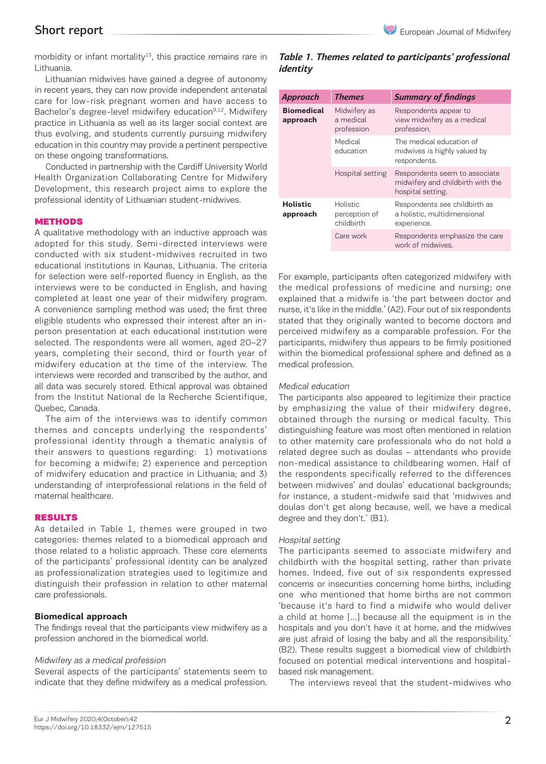morbidity or infant mortality[13], this practice remains rare in Lithuania.

Lithuanian midwives have gained a degree of autonomy in recent years, they can now provide independent antenatal care for low-risk pregnant women and have access to Bachelor's degree-level midwifery education[9,12]. Midwifery practice in Lithuania as well as its larger social context are thus evolving, and students currently pursuing midwifery education in this country may provide a pertinent perspective on these ongoing transformations.

Conducted in partnership with the Cardiff University World Health Organization Collaborating Centre for Midwifery Development, this research project aims to explore the professional identity of Lithuanian student-midwives.

## METHODS

A qualitative methodology with an inductive approach was adopted for this study. Semi-directed interviews were conducted with six student-midwives recruited in two educational institutions in Kaunas, Lithuania. The criteria for selection were self-reported fluency in English, as the interviews were to be conducted in English, and having completed at least one year of their midwifery program. A convenience sampling method was used; the first three eligible students who expressed their interest after an in-person presentation at each educational institution were selected. The respondents were all women, aged 20–27 years, completing their second, third or fourth year of midwifery education at the time of the interview. The interviews were recorded and transcribed by the author, and all data was securely stored. Ethical approval was obtained from the Institut National de la Recherche Scientifique, Quebec, Canada.

The aim of the interviews was to identify common themes and concepts underlying the respondents' professional identity through a thematic analysis of their answers to questions regarding: 1) motivations for becoming a midwife; 2) experience and perception of midwifery education and practice in Lithuania; and 3) understanding of interprofessional relations in the field of maternal healthcare.

## RESULTS

As detailed in Table 1, themes were grouped in two categories: themes related to a biomedical approach and those related to a holistic approach. These core elements of the participants' professional identity can be analyzed as professionalization strategies used to legitimize and distinguish their profession in relation to other maternal care professionals.

*Table 1. Themes related to participants' professional identity*

| Approach | Themes | Summary of findings |
|---|---|---|
| **Biomedical approach** | Midwifery as a medical profession | Respondents appear to view midwifery as a medical profession. |
| | Medical education | The medical education of midwives is highly valued by respondents. |
| | Hospital setting | Respondents seem to associate midwifery and childbirth with the hospital setting. |
| **Holistic approach** | Holistic perception of childbirth | Respondents see childbirth as a holistic, multidimensional experience. |
| | Care work | Respondents emphasize the care work of midwives. |

### Biomedical approach

The findings reveal that the participants view midwifery as a profession anchored in the biomedical world.

*Midwifery as a medical profession*

Several aspects of the participants' statements seem to indicate that they define midwifery as a medical profession. For example, participants often categorized midwifery with the medical professions of medicine and nursing; one explained that a midwife is 'the part between doctor and nurse, it's like in the middle.' (A2). Four out of six respondents stated that they originally wanted to become doctors and perceived midwifery as a comparable profession. For the participants, midwifery thus appears to be firmly positioned within the biomedical professional sphere and defined as a medical profession.

*Medical education*

The participants also appeared to legitimize their practice by emphasizing the value of their midwifery degree, obtained through the nursing or medical faculty. This distinguishing feature was most often mentioned in relation to other maternity care professionals who do not hold a related degree such as doulas – attendants who provide non-medical assistance to childbearing women. Half of the respondents specifically referred to the differences between midwives' and doulas' educational backgrounds; for instance, a student-midwife said that 'midwives and doulas don't get along because, well, we have a medical degree and they don't.' (B1).

*Hospital setting*

The participants seemed to associate midwifery and childbirth with the hospital setting, rather than private homes. Indeed, five out of six respondents expressed concerns or insecurities concerning home births, including one who mentioned that home births are not common 'because it's hard to find a midwife who would deliver a child at home [...] because all the equipment is in the hospitals and you don't have it at home, and the midwives are just afraid of losing the baby and all the responsibility.' (B2). These results suggest a biomedical view of childbirth focused on potential medical interventions and hospital-based risk management.

The interviews reveal that the student-midwives who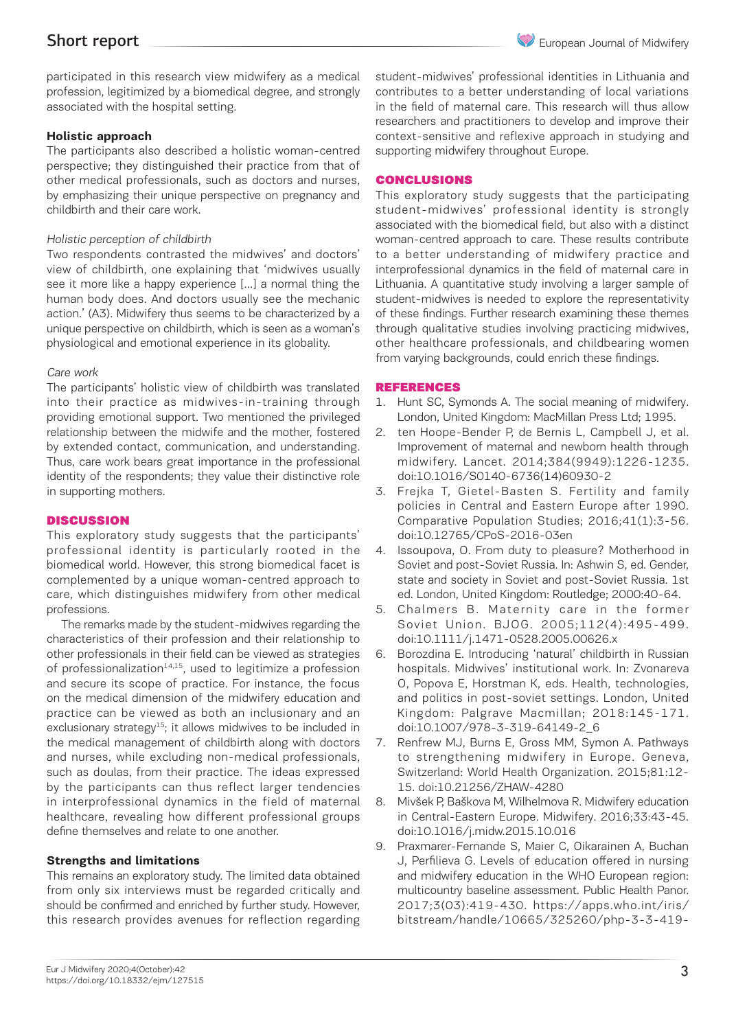participated in this research view midwifery as a medical profession, legitimized by a biomedical degree, and strongly associated with the hospital setting.

### Holistic approach

The participants also described a holistic woman-centred perspective; they distinguished their practice from that of other medical professionals, such as doctors and nurses, by emphasizing their unique perspective on pregnancy and childbirth and their care work.

*Holistic perception of childbirth*

Two respondents contrasted the midwives' and doctors' view of childbirth, one explaining that 'midwives usually see it more like a happy experience [...] a normal thing the human body does. And doctors usually see the mechanic action.' (A3). Midwifery thus seems to be characterized by a unique perspective on childbirth, which is seen as a woman's physiological and emotional experience in its globality.

*Care work*

The participants' holistic view of childbirth was translated into their practice as midwives-in-training through providing emotional support. Two mentioned the privileged relationship between the midwife and the mother, fostered by extended contact, communication, and understanding. Thus, care work bears great importance in the professional identity of the respondents; they value their distinctive role in supporting mothers.

## DISCUSSION

This exploratory study suggests that the participants' professional identity is particularly rooted in the biomedical world. However, this strong biomedical facet is complemented by a unique woman-centred approach to care, which distinguishes midwifery from other medical professions.

The remarks made by the student-midwives regarding the characteristics of their profession and their relationship to other professionals in their field can be viewed as strategies of professionalization[14,15], used to legitimize a profession and secure its scope of practice. For instance, the focus on the medical dimension of the midwifery education and practice can be viewed as both an inclusionary and an exclusionary strategy[15]; it allows midwives to be included in the medical management of childbirth along with doctors and nurses, while excluding non-medical professionals, such as doulas, from their practice. The ideas expressed by the participants can thus reflect larger tendencies in interprofessional dynamics in the field of maternal healthcare, revealing how different professional groups define themselves and relate to one another.

### Strengths and limitations

This remains an exploratory study. The limited data obtained from only six interviews must be regarded critically and should be confirmed and enriched by further study. However, this research provides avenues for reflection regarding student-midwives' professional identities in Lithuania and contributes to a better understanding of local variations in the field of maternal care. This research will thus allow researchers and practitioners to develop and improve their context-sensitive and reflexive approach in studying and supporting midwifery throughout Europe.

## CONCLUSIONS

This exploratory study suggests that the participating student-midwives' professional identity is strongly associated with the biomedical field, but also with a distinct woman-centred approach to care. These results contribute to a better understanding of midwifery practice and interprofessional dynamics in the field of maternal care in Lithuania. A quantitative study involving a larger sample of student-midwives is needed to explore the representativity of these findings. Further research examining these themes through qualitative studies involving practicing midwives, other healthcare professionals, and childbearing women from varying backgrounds, could enrich these findings.

## REFERENCES

1. Hunt SC, Symonds A. The social meaning of midwifery. London, United Kingdom: MacMillan Press Ltd; 1995.
2. ten Hoope-Bender P, de Bernis L, Campbell J, et al. Improvement of maternal and newborn health through midwifery. Lancet. 2014;384(9949):1226-1235. doi:10.1016/S0140-6736(14)60930-2
3. Frejka T, Gietel-Basten S. Fertility and family policies in Central and Eastern Europe after 1990. Comparative Population Studies; 2016;41(1):3-56. doi:10.12765/CPoS-2016-03en
4. Issoupova, O. From duty to pleasure? Motherhood in Soviet and post-Soviet Russia. In: Ashwin S, ed. Gender, state and society in Soviet and post-Soviet Russia. 1st ed. London, United Kingdom: Routledge; 2000:40-64.
5. Chalmers B. Maternity care in the former Soviet Union. BJOG. 2005;112(4):495-499. doi:10.1111/j.1471-0528.2005.00626.x
6. Borozdina E. Introducing 'natural' childbirth in Russian hospitals. Midwives' institutional work. In: Zvonareva O, Popova E, Horstman K, eds. Health, technologies, and politics in post-soviet settings. London, United Kingdom: Palgrave Macmillan; 2018:145-171. doi:10.1007/978-3-319-64149-2_6
7. Renfrew MJ, Burns E, Gross MM, Symon A. Pathways to strengthening midwifery in Europe. Geneva, Switzerland: World Health Organization. 2015;81:12-15. doi:10.21256/ZHAW-4280
8. Mivšek P, Baškova M, Wilhelmova R. Midwifery education in Central-Eastern Europe. Midwifery. 2016;33:43-45. doi:10.1016/j.midw.2015.10.016
9. Praxmarer-Fernande S, Maier C, Oikarainen A, Buchan J, Perfilieva G. Levels of education offered in nursing and midwifery education in the WHO European region: multicountry baseline assessment. Public Health Panor. 2017;3(03):419-430. https://apps.who.int/iris/bitstream/handle/10665/325260/php-3-3-419-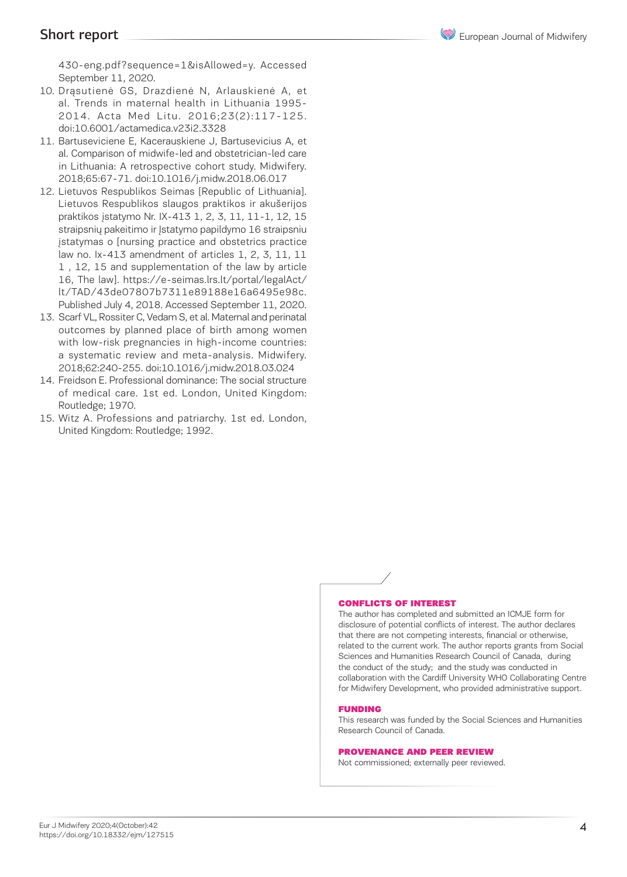430-eng.pdf?sequence=1&isAllowed=y. Accessed September 11, 2020.

10. Drąsutienė GS, Drazdienė N, Arlauskienė A, et al. Trends in maternal health in Lithuania 1995-2014. Acta Med Litu. 2016;23(2):117-125. doi:10.6001/actamedica.v23i2.3328
11. Bartuseviciene E, Kacerauskiene J, Bartusevicius A, et al. Comparison of midwife-led and obstetrician-led care in Lithuania: A retrospective cohort study. Midwifery. 2018;65:67-71. doi:10.1016/j.midw.2018.06.017
12. Lietuvos Respublikos Seimas [Republic of Lithuania]. Lietuvos Respublikos slaugos praktikos ir akušerijos praktikos įstatymo Nr. IX-413 1, 2, 3, 11, 11-1, 12, 15 straipsnių pakeitimo ir Įstatymo papildymo 16 straipsniu įstatymas o [nursing practice and obstetrics practice law no. Ix-413 amendment of articles 1, 2, 3, 11, 11 1 , 12, 15 and supplementation of the law by article 16, The law]. https://e-seimas.lrs.lt/portal/legalAct/lt/TAD/43de07807b7311e89188e16a6495e98c. Published July 4, 2018. Accessed September 11, 2020.
13. Scarf VL, Rossiter C, Vedam S, et al. Maternal and perinatal outcomes by planned place of birth among women with low-risk pregnancies in high-income countries: a systematic review and meta-analysis. Midwifery. 2018;62:240-255. doi:10.1016/j.midw.2018.03.024
14. Freidson E. Professional dominance: The social structure of medical care. 1st ed. London, United Kingdom: Routledge; 1970.
15. Witz A. Professions and patriarchy. 1st ed. London, United Kingdom: Routledge; 1992.

**CONFLICTS OF INTEREST**

The author has completed and submitted an ICMJE form for disclosure of potential conflicts of interest. The author declares that there are not competing interests, financial or otherwise, related to the current work. The author reports grants from Social Sciences and Humanities Research Council of Canada, during the conduct of the study; and the study was conducted in collaboration with the Cardiff University WHO Collaborating Centre for Midwifery Development, who provided administrative support.

**FUNDING**

This research was funded by the Social Sciences and Humanities Research Council of Canada.

**PROVENANCE AND PEER REVIEW**

Not commissioned; externally peer reviewed.